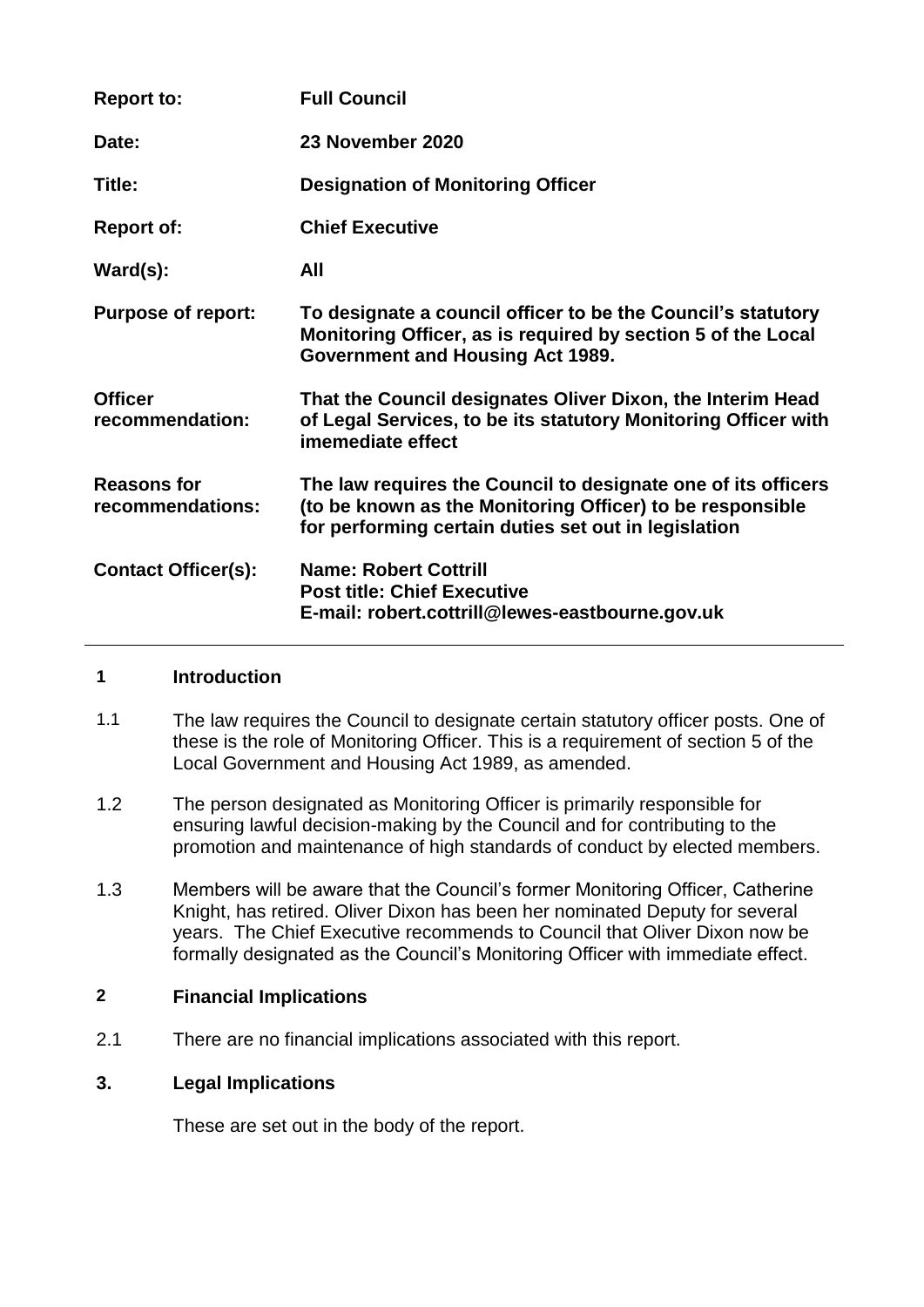| | |
|---|---|
| **Report to:** | **Full Council** |
| **Date:** | **23 November 2020** |
| **Title:** | **Designation of Monitoring Officer** |
| **Report of:** | **Chief Executive** |
| **Ward(s):** | **All** |
| **Purpose of report:** | **To designate a council officer to be the Council's statutory Monitoring Officer, as is required by section 5 of the Local Government and Housing Act 1989.** |
| **Officer recommendation:** | **That the Council designates Oliver Dixon, the Interim Head of Legal Services, to be its statutory Monitoring Officer with imemediate effect** |
| **Reasons for recommendations:** | **The law requires the Council to designate one of its officers (to be known as the Monitoring Officer) to be responsible for performing certain duties set out in legislation** |
| **Contact Officer(s):** | **Name: Robert Cottrill**<br>**Post title: Chief Executive**<br>**E-mail: robert.cottrill@lewes-eastbourne.gov.uk** |

## 1 Introduction

1.1 The law requires the Council to designate certain statutory officer posts. One of these is the role of Monitoring Officer. This is a requirement of section 5 of the Local Government and Housing Act 1989, as amended.

1.2 The person designated as Monitoring Officer is primarily responsible for ensuring lawful decision-making by the Council and for contributing to the promotion and maintenance of high standards of conduct by elected members.

1.3 Members will be aware that the Council's former Monitoring Officer, Catherine Knight, has retired. Oliver Dixon has been her nominated Deputy for several years. The Chief Executive recommends to Council that Oliver Dixon now be formally designated as the Council's Monitoring Officer with immediate effect.

## 2 Financial Implications

2.1 There are no financial implications associated with this report.

## 3. Legal Implications

These are set out in the body of the report.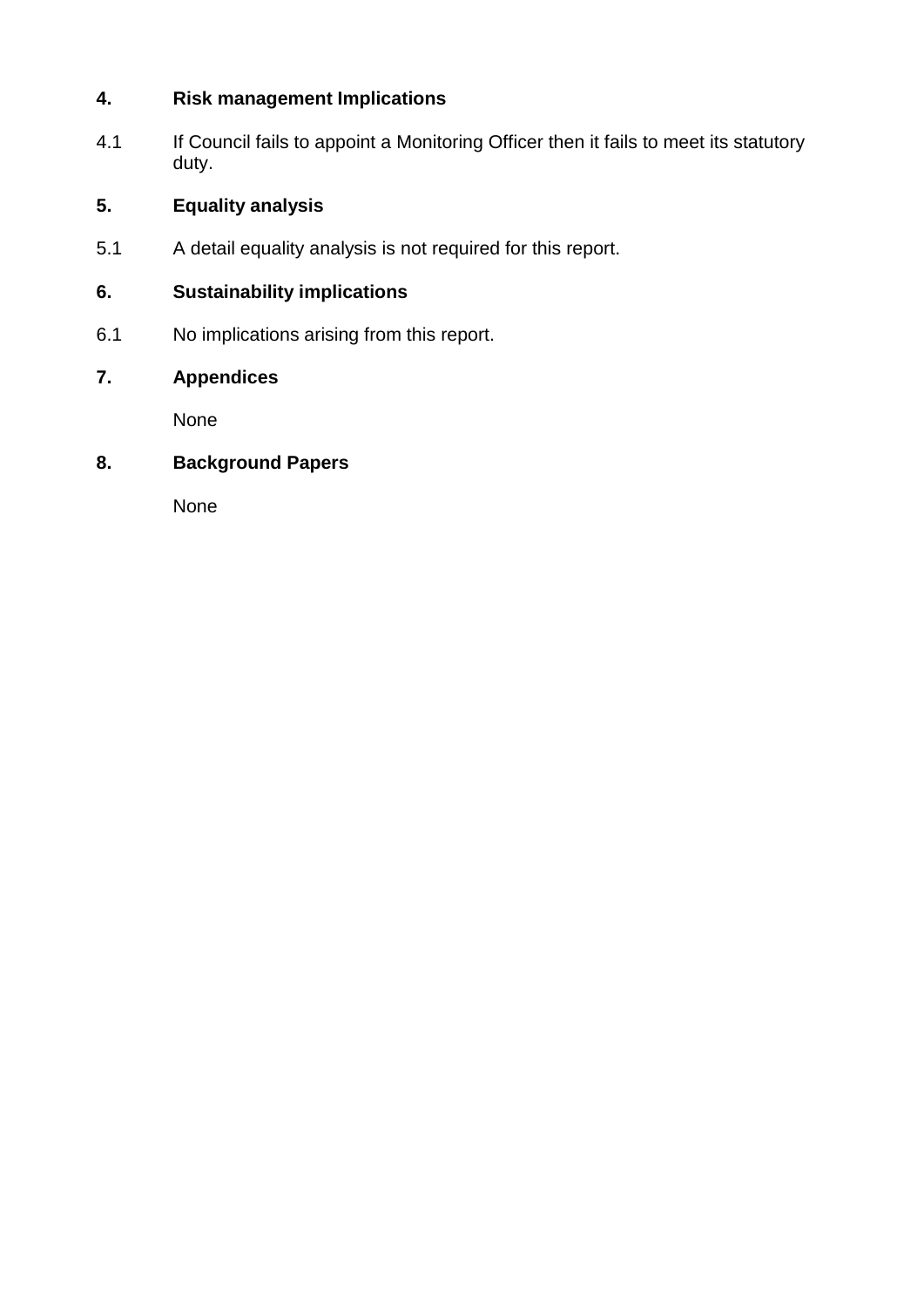## 4. Risk management Implications

4.1 If Council fails to appoint a Monitoring Officer then it fails to meet its statutory duty.

## 5. Equality analysis

5.1 A detail equality analysis is not required for this report.

## 6. Sustainability implications

6.1 No implications arising from this report.

## 7. Appendices

None

## 8. Background Papers

None